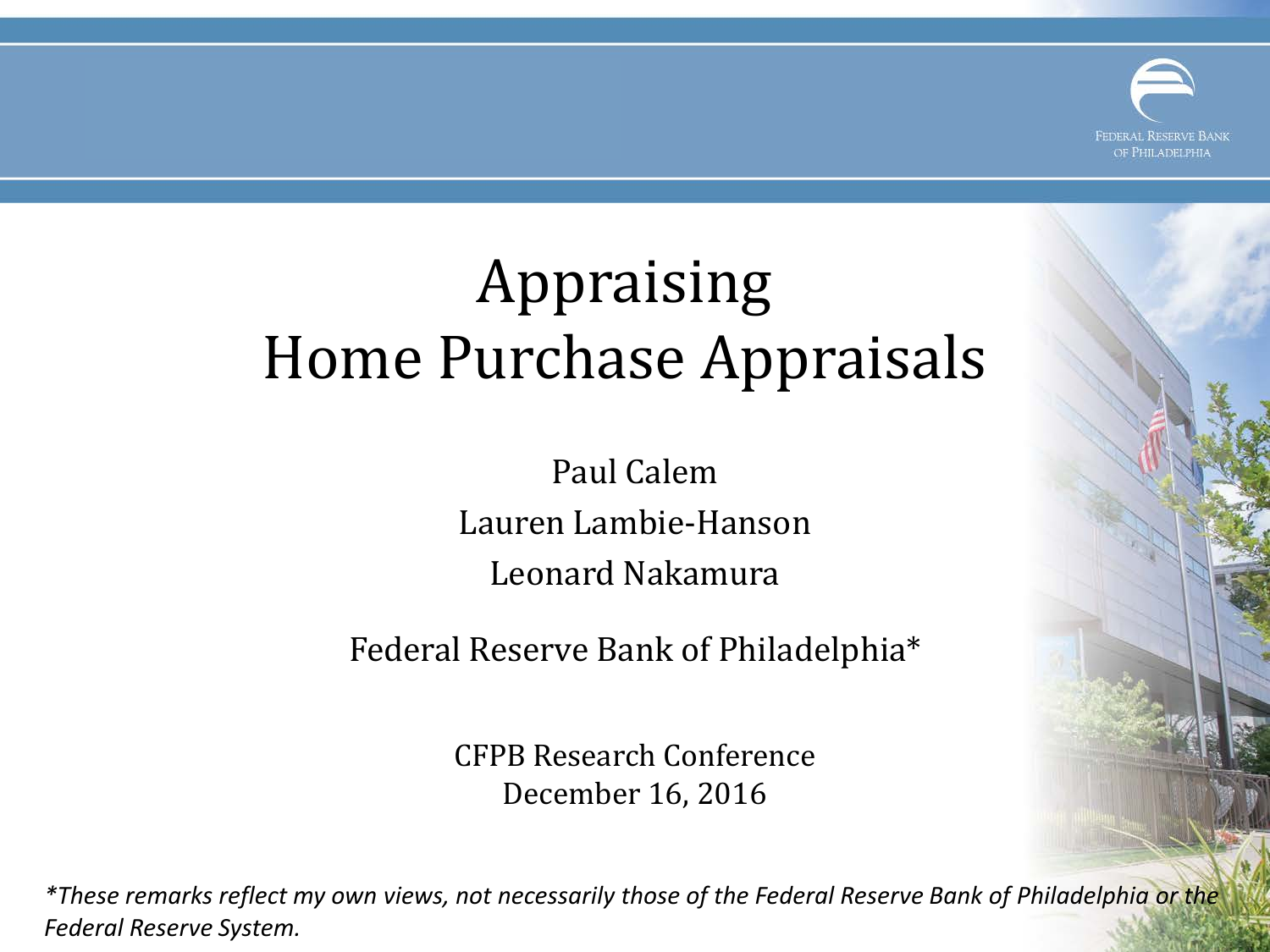# Appraising Home Purchase Appraisals

Paul Calem

Lauren Lambie-Hanson

Leonard Nakamura

Federal Reserve Bank of Philadelphia*

CFPB Research Conference
December 16, 2016

*These remarks reflect my own views, not necessarily those of the Federal Reserve Bank of Philadelphia or the Federal Reserve System.*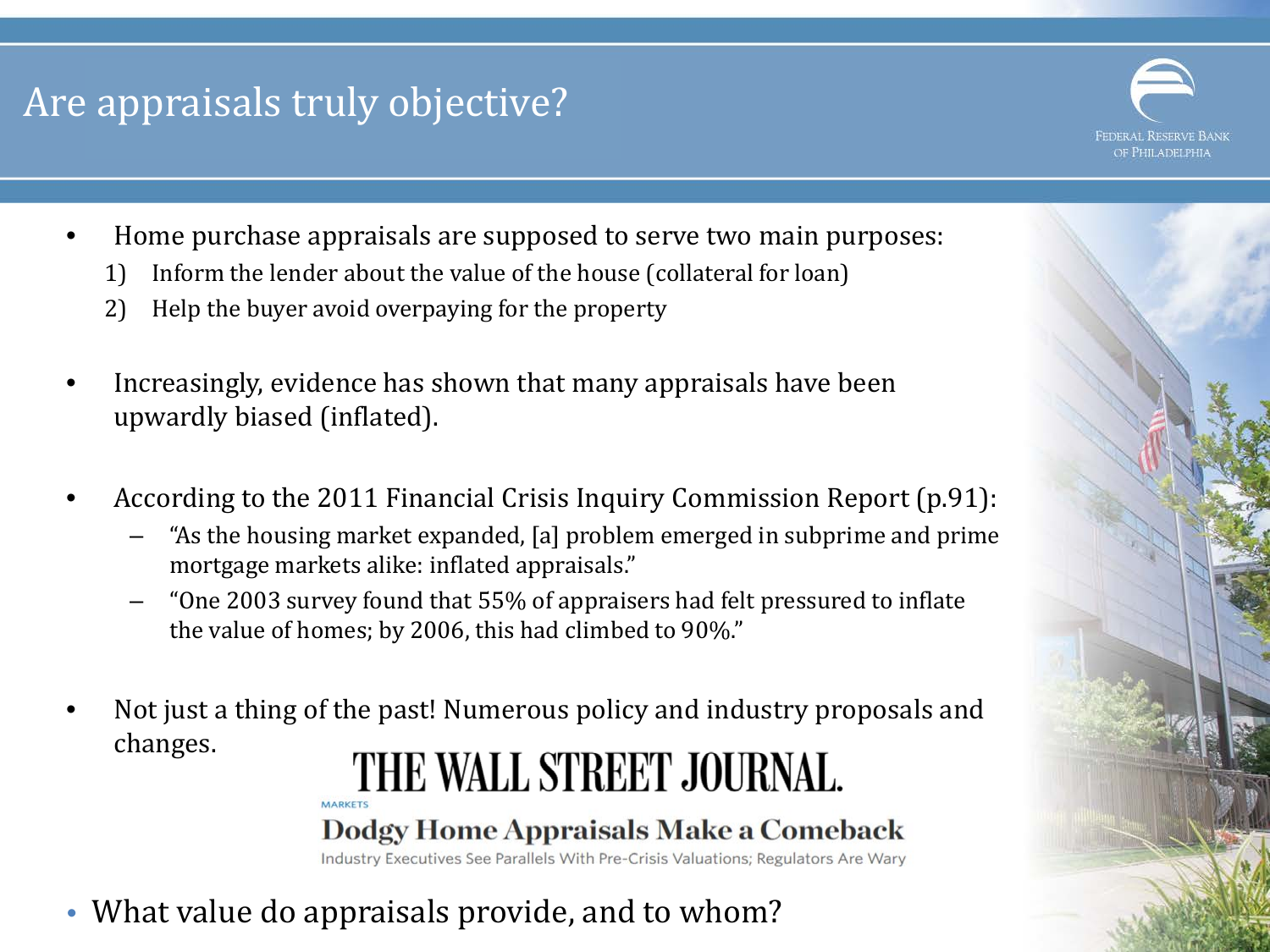# Are appraisals truly objective?

- Home purchase appraisals are supposed to serve two main purposes:
  1) Inform the lender about the value of the house (collateral for loan)
  2) Help the buyer avoid overpaying for the property

- Increasingly, evidence has shown that many appraisals have been upwardly biased (inflated).

- According to the 2011 Financial Crisis Inquiry Commission Report (p.91):
  - "As the housing market expanded, [a] problem emerged in subprime and prime mortgage markets alike: inflated appraisals."
  - "One 2003 survey found that 55% of appraisers had felt pressured to inflate the value of homes; by 2006, this had climbed to 90%."

- Not just a thing of the past! Numerous policy and industry proposals and changes.

THE WALL STREET JOURNAL.

MARKETS

**Dodgy Home Appraisals Make a Comeback**

Industry Executives See Parallels With Pre-Crisis Valuations; Regulators Are Wary

- What value do appraisals provide, and to whom?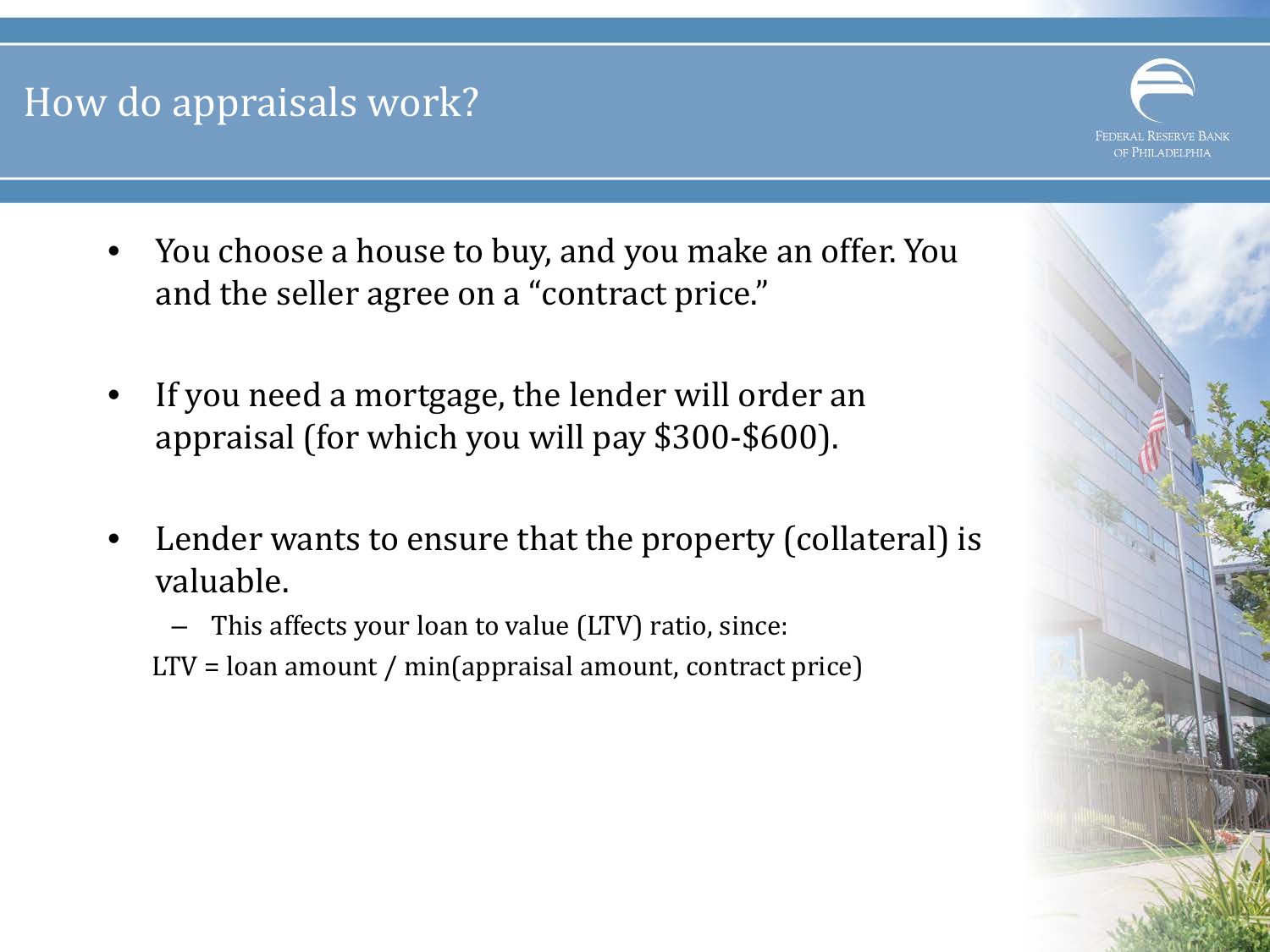# How do appraisals work?

- You choose a house to buy, and you make an offer. You and the seller agree on a "contract price."
- If you need a mortgage, the lender will order an appraisal (for which you will pay $300-$600).
- Lender wants to ensure that the property (collateral) is valuable.
  - This affects your loan to value (LTV) ratio, since:

LTV = loan amount / min(appraisal amount, contract price)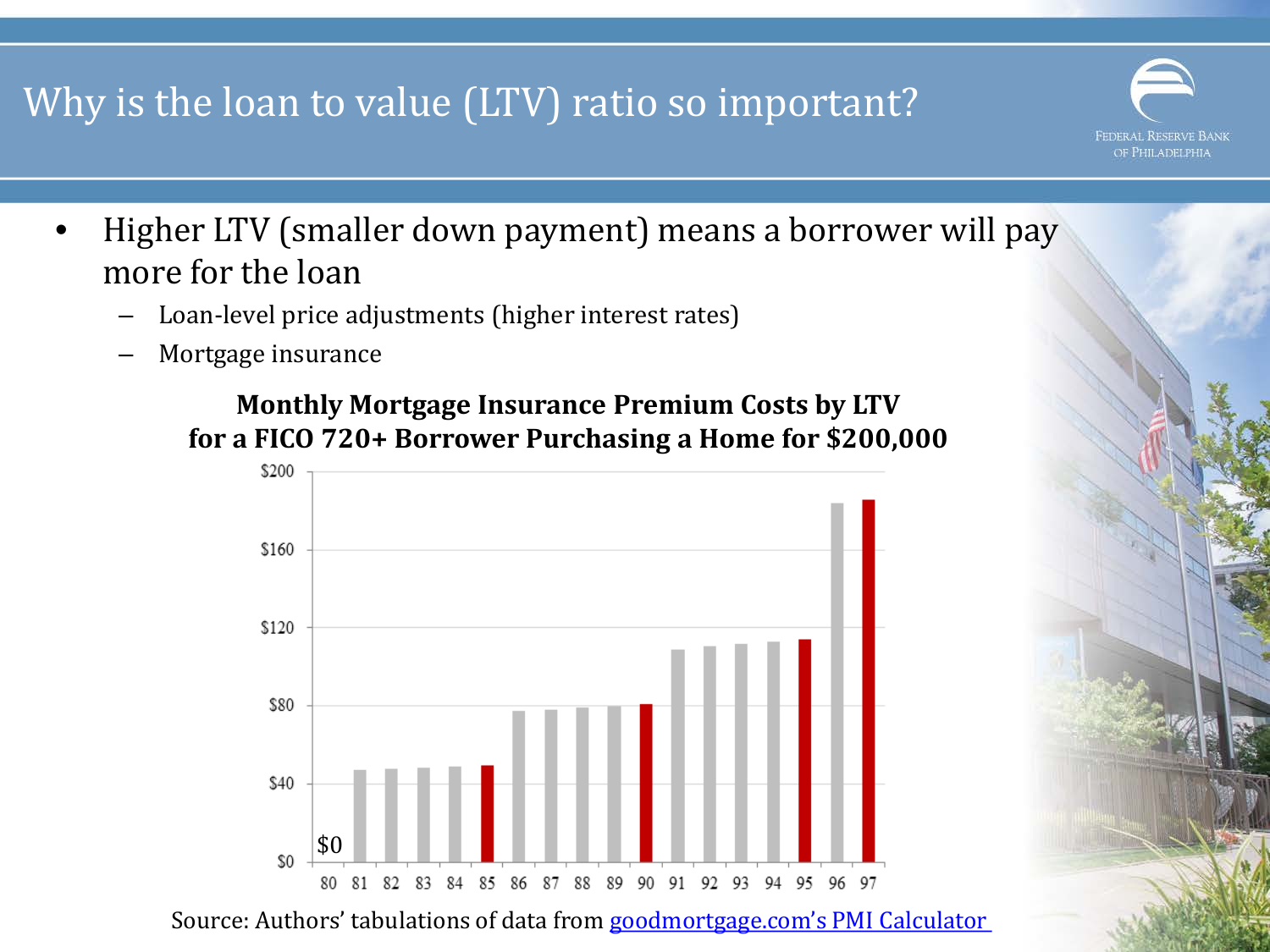# Why is the loan to value (LTV) ratio so important?

- Higher LTV (smaller down payment) means a borrower will pay more for the loan
  - Loan-level price adjustments (higher interest rates)
  - Mortgage insurance

**Monthly Mortgage Insurance Premium Costs by LTV for a FICO 720+ Borrower Purchasing a Home for $200,000**

Source: Authors' tabulations of data from goodmortgage.com's PMI Calculator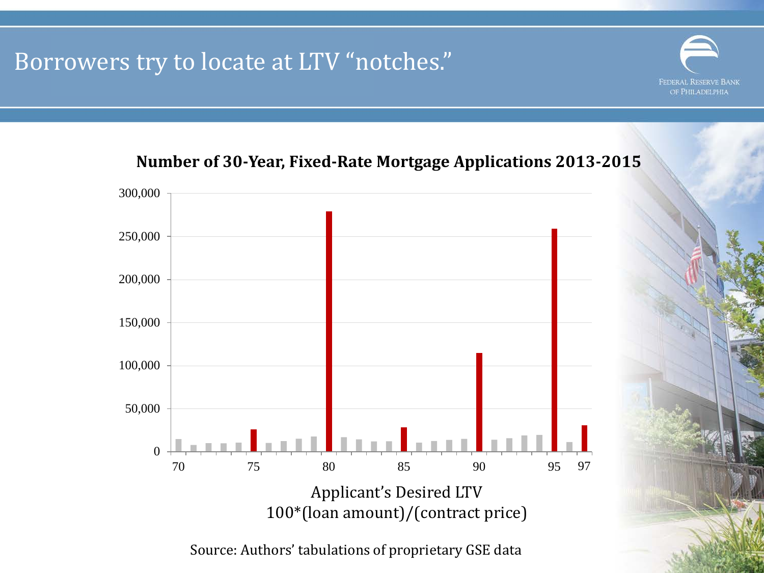# Borrowers try to locate at LTV "notches."

**Number of 30-Year, Fixed-Rate Mortgage Applications 2013-2015**

Applicant's Desired LTV
100*(loan amount)/(contract price)

Source: Authors' tabulations of proprietary GSE data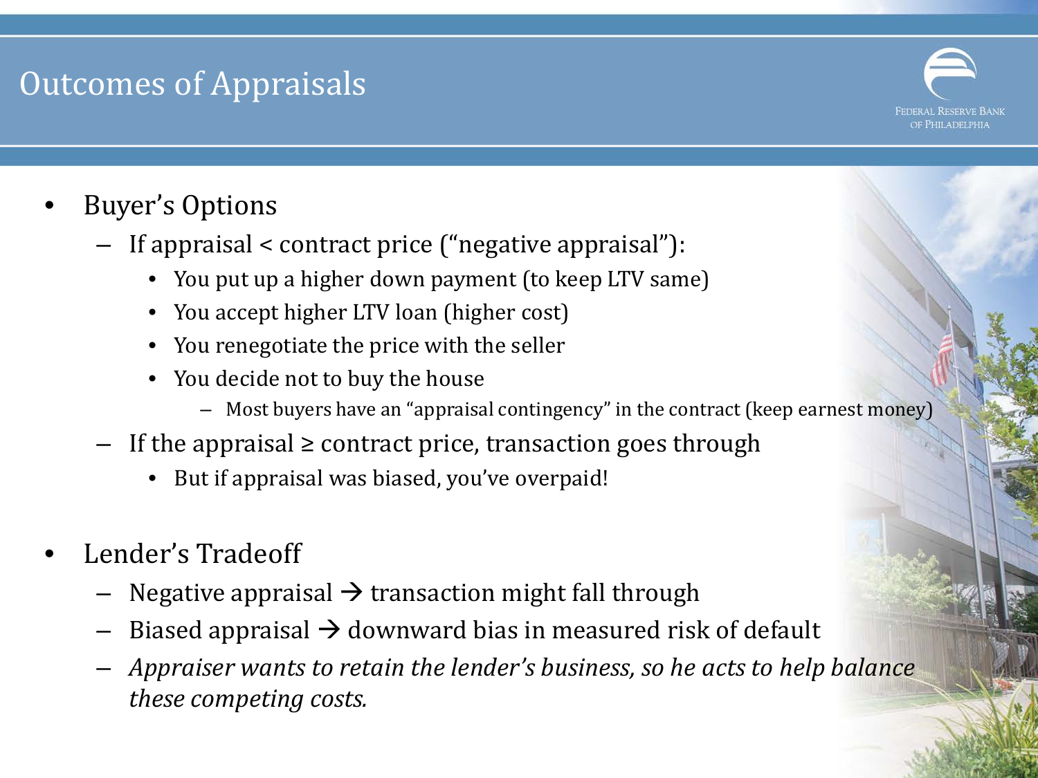# Outcomes of Appraisals

- Buyer's Options
  - If appraisal < contract price ("negative appraisal"):
    - You put up a higher down payment (to keep LTV same)
    - You accept higher LTV loan (higher cost)
    - You renegotiate the price with the seller
    - You decide not to buy the house
      - Most buyers have an "appraisal contingency" in the contract (keep earnest money)
  - If the appraisal ≥ contract price, transaction goes through
    - But if appraisal was biased, you've overpaid!

- Lender's Tradeoff
  - Negative appraisal → transaction might fall through
  - Biased appraisal → downward bias in measured risk of default
  - *Appraiser wants to retain the lender's business, so he acts to help balance these competing costs.*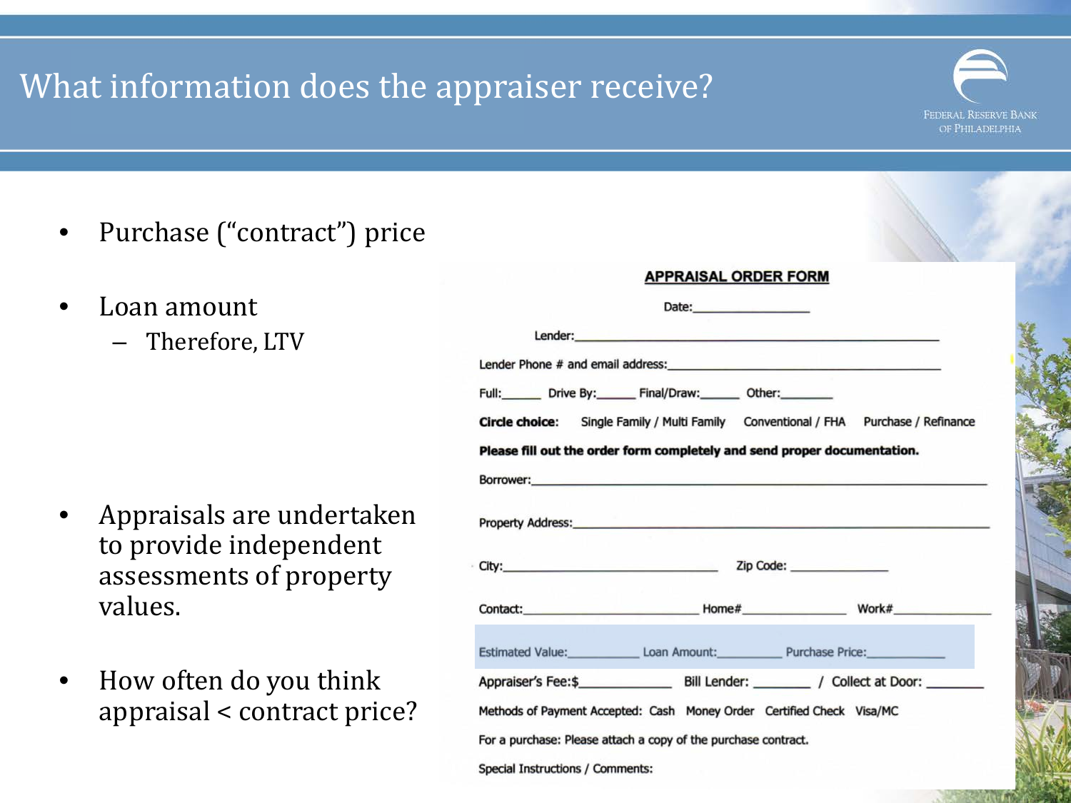# What information does the appraiser receive?

- Purchase ("contract") price
- Loan amount
  - Therefore, LTV
- Appraisals are undertaken to provide independent assessments of property values.
- How often do you think appraisal < contract price?

**APPRAISAL ORDER FORM**

Date:\_\_\_\_\_\_\_\_\_\_\_\_\_\_\_\_

Lender:\_\_\_\_\_\_\_\_\_\_\_\_\_\_\_\_\_\_\_\_\_\_\_\_\_\_\_\_\_\_\_\_\_\_\_\_\_\_\_\_\_\_\_\_

Lender Phone # and email address:\_\_\_\_\_\_\_\_\_\_\_\_\_\_\_\_\_\_\_\_\_\_\_\_\_\_\_\_\_\_\_\_

Full:\_\_\_\_\_\_ Drive By:\_\_\_\_\_\_ Final/Draw:\_\_\_\_\_\_ Other:\_\_\_\_\_\_\_\_

**Circle choice:** Single Family / Multi Family Conventional / FHA Purchase / Refinance

**Please fill out the order form completely and send proper documentation.**

Borrower:\_\_\_\_\_\_\_\_\_\_\_\_\_\_\_\_\_\_\_\_\_\_\_\_\_\_\_\_\_\_\_\_\_\_\_\_\_\_\_\_\_\_\_\_

Property Address:\_\_\_\_\_\_\_\_\_\_\_\_\_\_\_\_\_\_\_\_\_\_\_\_\_\_\_\_\_\_\_\_\_\_\_\_\_\_\_\_

City:\_\_\_\_\_\_\_\_\_\_\_\_\_\_\_\_\_\_\_\_\_\_\_\_\_\_ Zip Code: \_\_\_\_\_\_\_\_\_\_\_\_\_\_

Contact:\_\_\_\_\_\_\_\_\_\_\_\_\_\_\_\_\_\_\_\_\_\_ Home#\_\_\_\_\_\_\_\_\_\_\_\_\_\_ Work#\_\_\_\_\_\_\_\_\_\_\_\_\_\_

Estimated Value:\_\_\_\_\_\_\_\_\_\_ Loan Amount:\_\_\_\_\_\_\_\_\_ Purchase Price:\_\_\_\_\_\_\_\_\_\_\_\_

Appraiser's Fee:$\_\_\_\_\_\_\_\_\_\_\_\_\_ Bill Lender: \_\_\_\_\_\_\_\_ / Collect at Door: \_\_\_\_\_\_\_\_

Methods of Payment Accepted: Cash Money Order Certified Check Visa/MC

For a purchase: Please attach a copy of the purchase contract.

Special Instructions / Comments: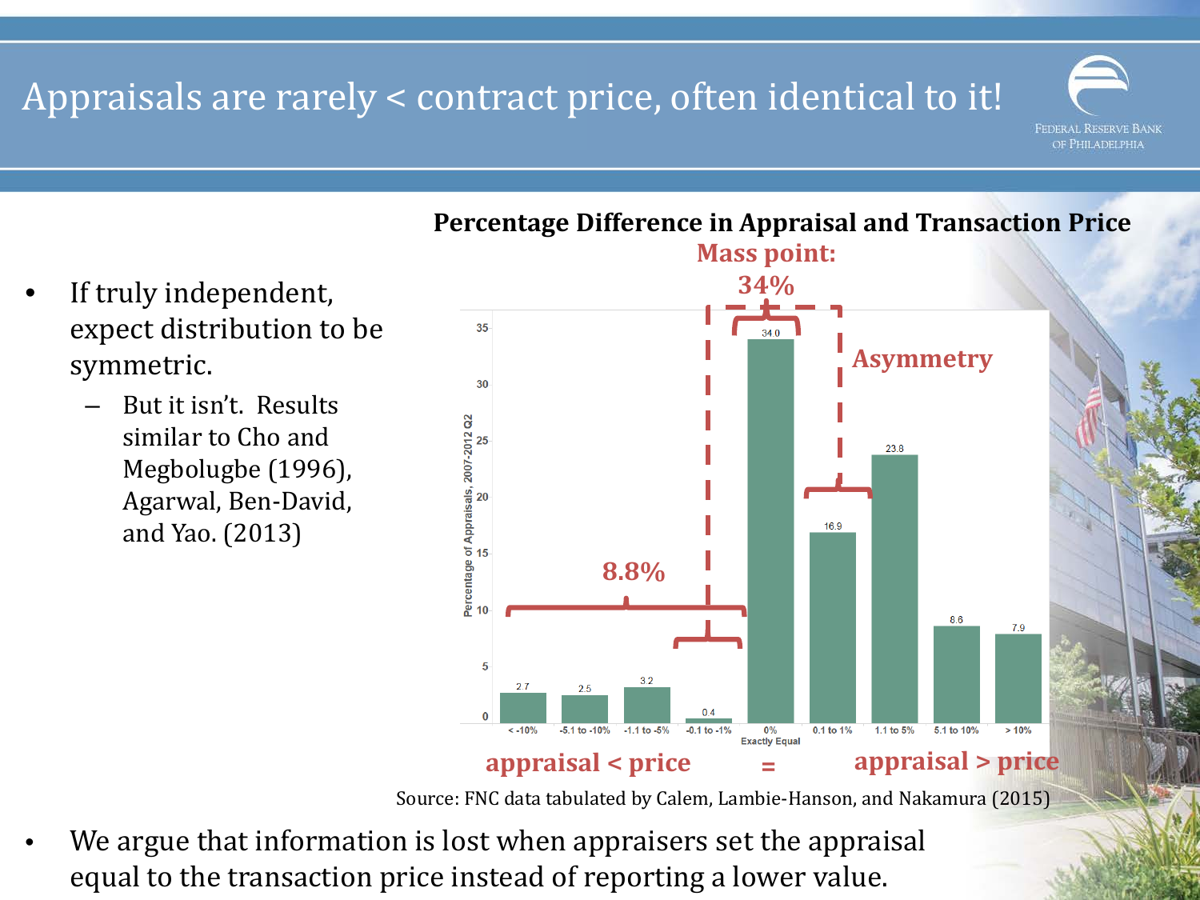# Appraisals are rarely < contract price, often identical to it!

- If truly independent, expect distribution to be symmetric.
  - But it isn't. Results similar to Cho and Megbolugbe (1996), Agarwal, Ben-David, and Yao. (2013)

**Percentage Difference in Appraisal and Transaction Price**

Mass point: 34%

Asymmetry

8.8%

| Percentage difference | Percentage of Appraisals, 2007-2012 Q2 |
|---|---|
| < -10% | 2.7 |
| -5.1 to -10% | 2.5 |
| -1.1 to -5% | 3.2 |
| -0.1 to -1% | 0.4 |
| 0% Exactly Equal | 34.0 |
| 0.1 to 1% | 16.9 |
| 1.1 to 5% | 23.8 |
| 5.1 to 10% | 8.6 |
| > 10% | 7.9 |

appraisal < price = appraisal > price

Source: FNC data tabulated by Calem, Lambie-Hanson, and Nakamura (2015)

- We argue that information is lost when appraisers set the appraisal equal to the transaction price instead of reporting a lower value.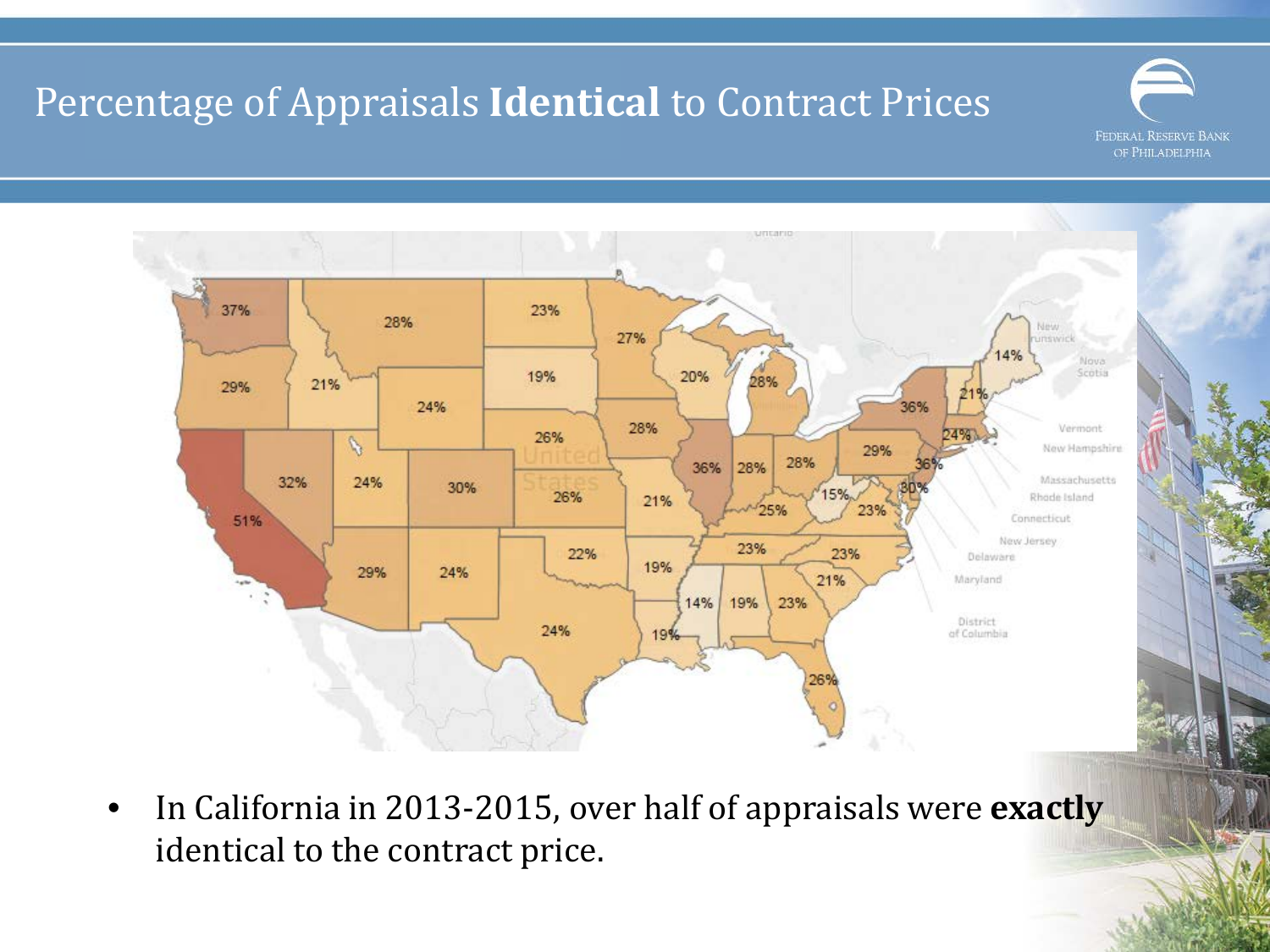# Percentage of Appraisals **Identical** to Contract Prices

- In California in 2013-2015, over half of appraisals were **exactly** identical to the contract price.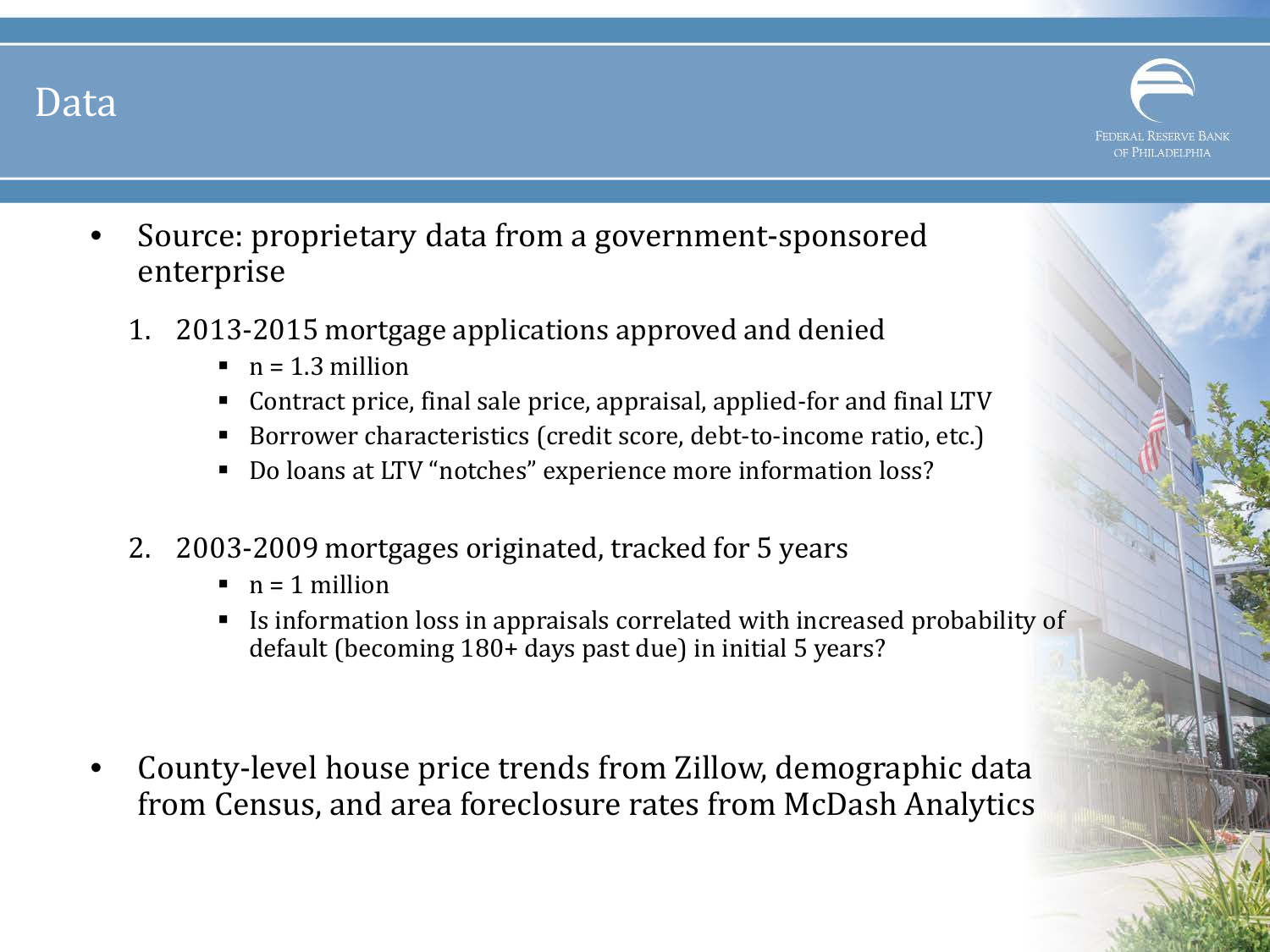# Data

- Source: proprietary data from a government-sponsored enterprise

  1. 2013-2015 mortgage applications approved and denied
     - n = 1.3 million
     - Contract price, final sale price, appraisal, applied-for and final LTV
     - Borrower characteristics (credit score, debt-to-income ratio, etc.)
     - Do loans at LTV "notches" experience more information loss?

  2. 2003-2009 mortgages originated, tracked for 5 years
     - n = 1 million
     - Is information loss in appraisals correlated with increased probability of default (becoming 180+ days past due) in initial 5 years?

- County-level house price trends from Zillow, demographic data from Census, and area foreclosure rates from McDash Analytics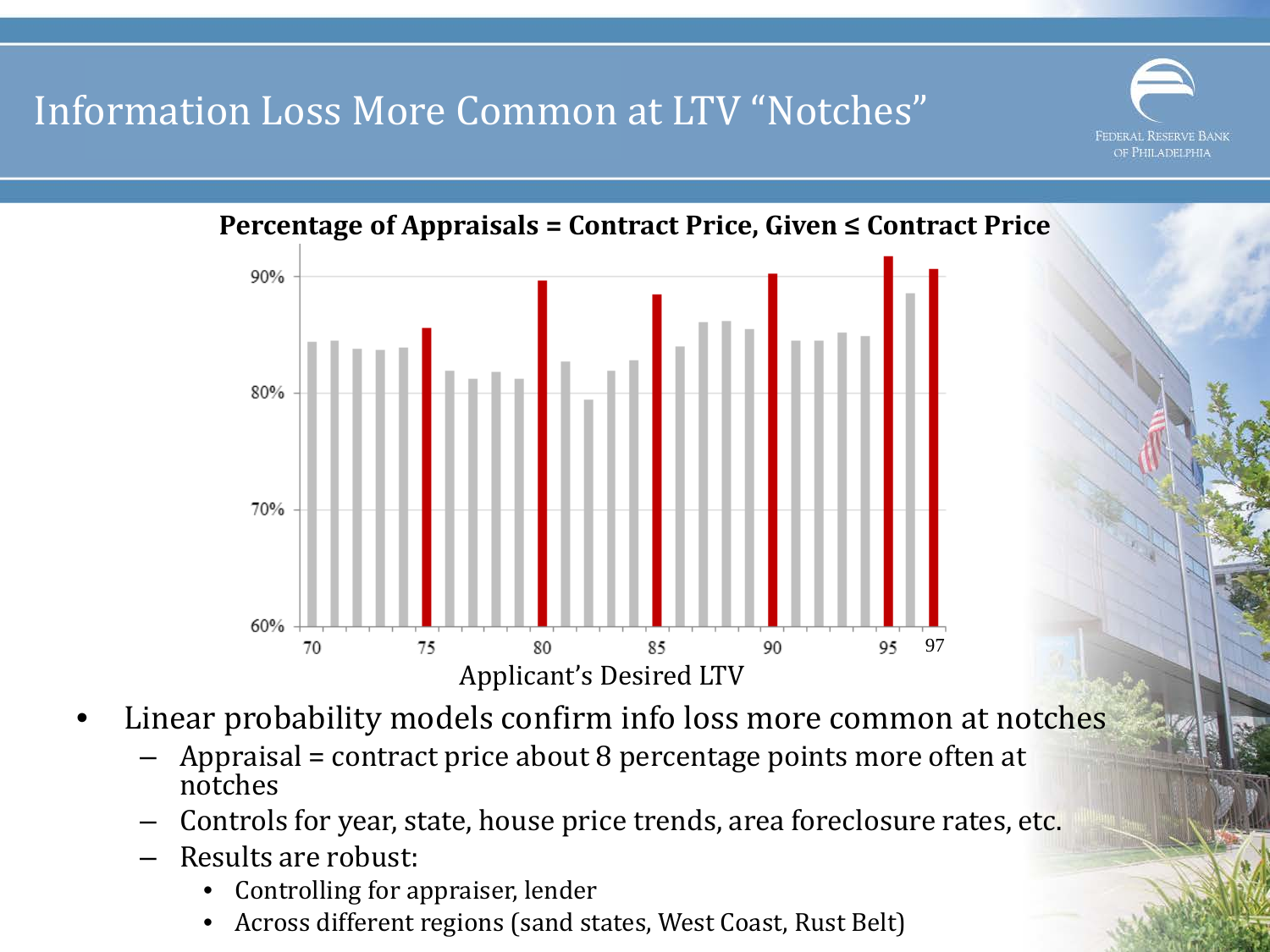# Information Loss More Common at LTV "Notches"

**Percentage of Appraisals = Contract Price, Given ≤ Contract Price**

Applicant's Desired LTV

- Linear probability models confirm info loss more common at notches
  - Appraisal = contract price about 8 percentage points more often at notches
  - Controls for year, state, house price trends, area foreclosure rates, etc.
  - Results are robust:
    - Controlling for appraiser, lender
    - Across different regions (sand states, West Coast, Rust Belt)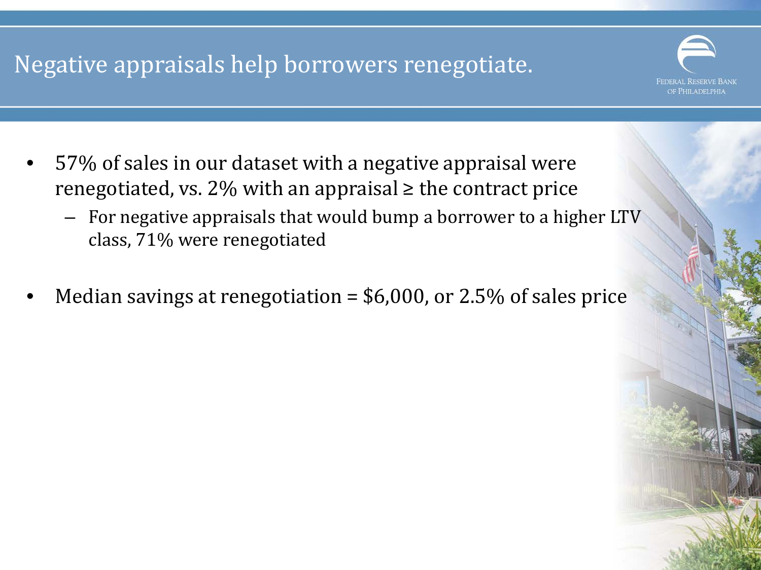# Negative appraisals help borrowers renegotiate.

- 57% of sales in our dataset with a negative appraisal were renegotiated, vs. 2% with an appraisal ≥ the contract price
  - For negative appraisals that would bump a borrower to a higher LTV class, 71% were renegotiated
- Median savings at renegotiation = $6,000, or 2.5% of sales price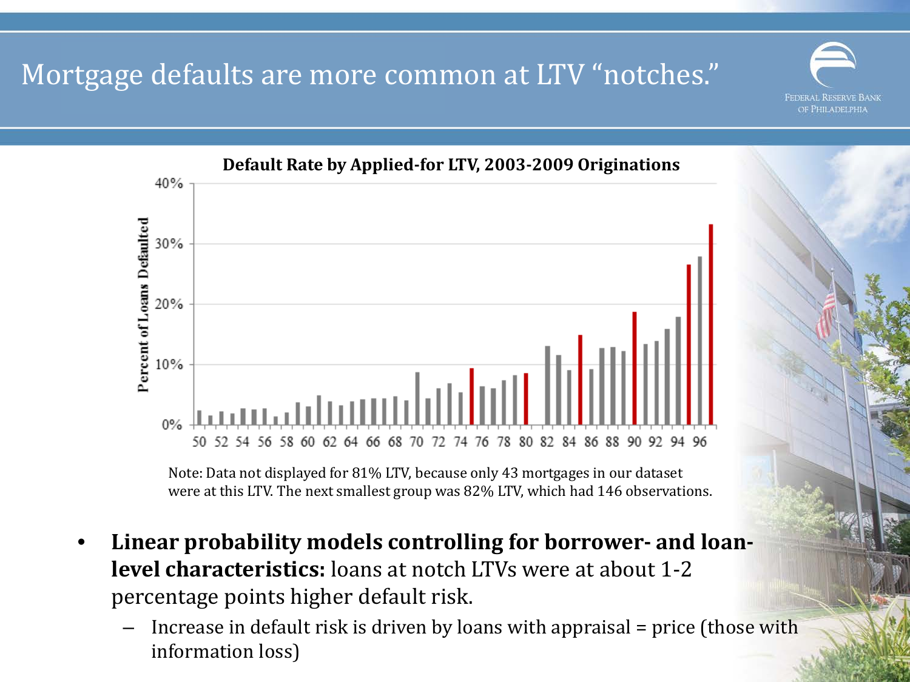# Mortgage defaults are more common at LTV "notches."

**Default Rate by Applied-for LTV, 2003-2009 Originations**

Note: Data not displayed for 81% LTV, because only 43 mortgages in our dataset were at this LTV. The next smallest group was 82% LTV, which had 146 observations.

- **Linear probability models controlling for borrower- and loan-level characteristics:** loans at notch LTVs were at about 1-2 percentage points higher default risk.
  - Increase in default risk is driven by loans with appraisal = price (those with information loss)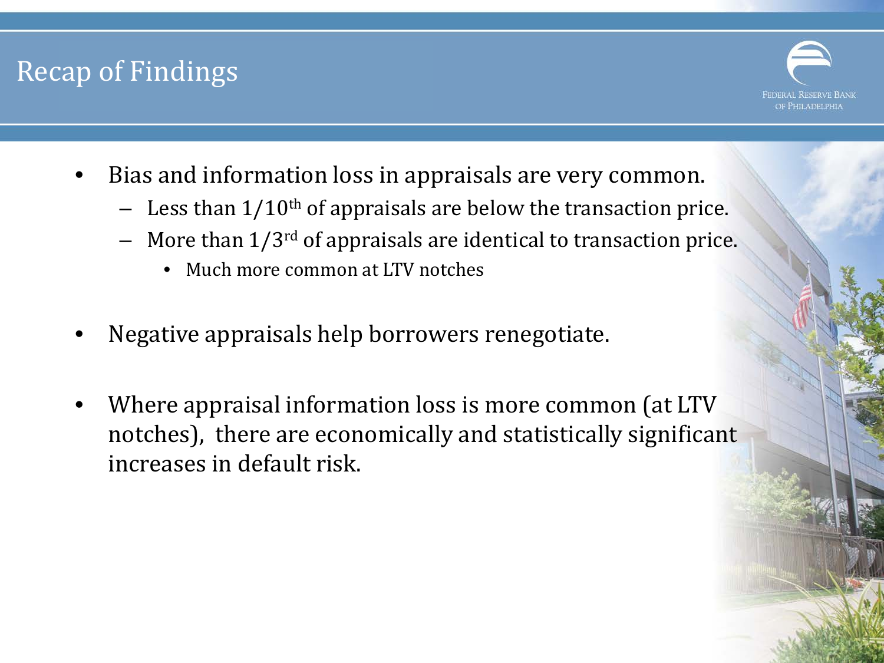# Recap of Findings

- Bias and information loss in appraisals are very common.
  - Less than 1/10th of appraisals are below the transaction price.
  - More than 1/3rd of appraisals are identical to transaction price.
    - Much more common at LTV notches
- Negative appraisals help borrowers renegotiate.
- Where appraisal information loss is more common (at LTV notches), there are economically and statistically significant increases in default risk.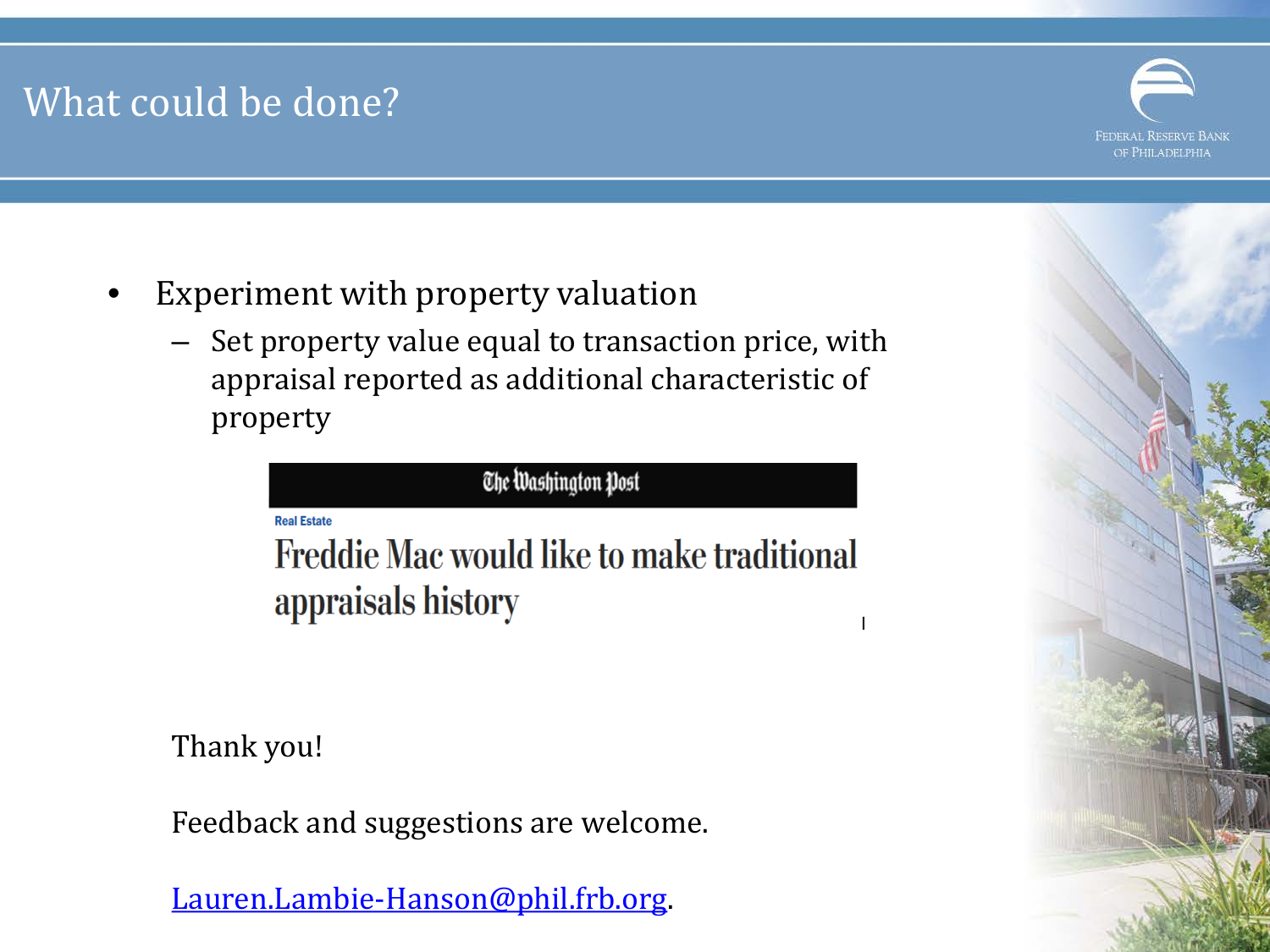# What could be done?

- Experiment with property valuation
  - Set property value equal to transaction price, with appraisal reported as additional characteristic of property

The Washington Post

Real Estate

**Freddie Mac would like to make traditional appraisals history**

Thank you!

Feedback and suggestions are welcome.

[Lauren.Lambie-Hanson@phil.frb.org](mailto:Lauren.Lambie-Hanson@phil.frb.org).